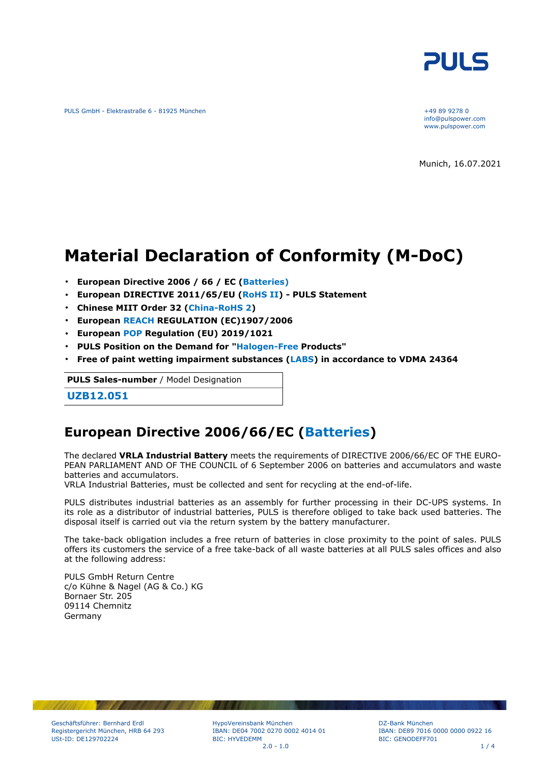PULS GmbH - Elektrastraße 6 - 81925 München

+49 89 9278 0
info@pulspower.com
www.pulspower.com

Munich, 16.07.2021

# Material Declaration of Conformity (M-DoC)

- **European Directive 2006 / 66 / EC (Batteries)**
- **European DIRECTIVE 2011/65/EU (RoHS II) - PULS Statement**
- **Chinese MIIT Order 32 (China-RoHS 2)**
- **European REACH REGULATION (EC)1907/2006**
- **European POP Regulation (EU) 2019/1021**
- **PULS Position on the Demand for "Halogen-Free Products"**
- **Free of paint wetting impairment substances (LABS) in accordance to VDMA 24364**

| **PULS Sales-number** / Model Designation |
| --- |
| **UZB12.051** |

## European Directive 2006/66/EC (Batteries)

The declared **VRLA Industrial Battery** meets the requirements of DIRECTIVE 2006/66/EC OF THE EURO-PEAN PARLIAMENT AND OF THE COUNCIL of 6 September 2006 on batteries and accumulators and waste batteries and accumulators.
VRLA Industrial Batteries, must be collected and sent for recycling at the end-of-life.

PULS distributes industrial batteries as an assembly for further processing in their DC-UPS systems. In its role as a distributor of industrial batteries, PULS is therefore obliged to take back used batteries. The disposal itself is carried out via the return system by the battery manufacturer.

The take-back obligation includes a free return of batteries in close proximity to the point of sales. PULS offers its customers the service of a free take-back of all waste batteries at all PULS sales offices and also at the following address:

PULS GmbH Return Centre
c/o Kühne & Nagel (AG & Co.) KG
Bornaer Str. 205
09114 Chemnitz
Germany

Geschäftsführer: Bernhard Erdl
Registergericht München, HRB 64 293
USt-ID: DE129702224

HypoVereinsbank München
IBAN: DE04 7002 0270 0002 4014 01
BIC: HYVEDEMM

DZ-Bank München
IBAN: DE89 7016 0000 0000 0922 16
BIC: GENODEFF701

2.0 - 1.0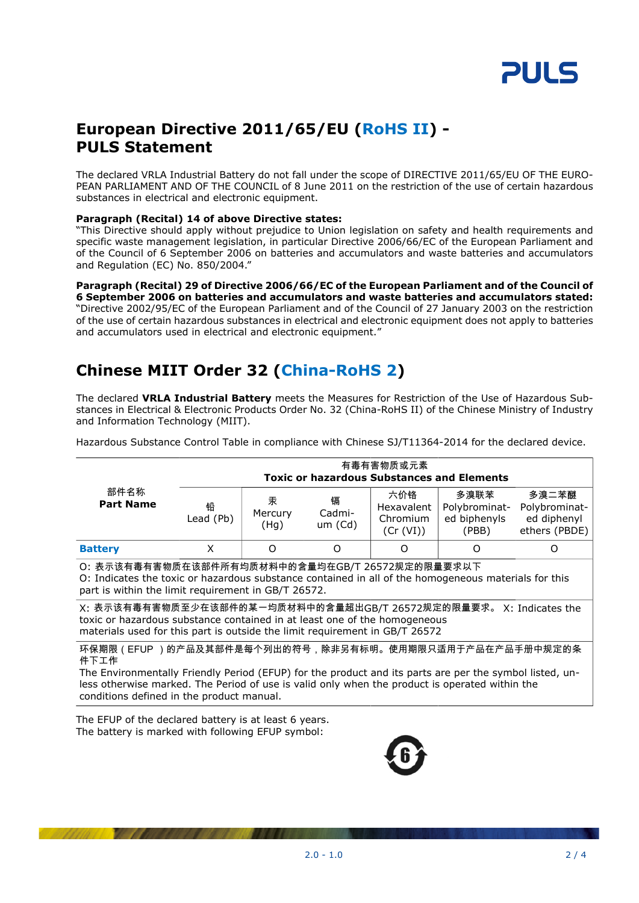## European Directive 2011/65/EU (RoHS II) - PULS Statement

The declared VRLA Industrial Battery do not fall under the scope of DIRECTIVE 2011/65/EU OF THE EUROPEAN PARLIAMENT AND OF THE COUNCIL of 8 June 2011 on the restriction of the use of certain hazardous substances in electrical and electronic equipment.

**Paragraph (Recital) 14 of above Directive states:**
"This Directive should apply without prejudice to Union legislation on safety and health requirements and specific waste management legislation, in particular Directive 2006/66/EC of the European Parliament and of the Council of 6 September 2006 on batteries and accumulators and waste batteries and accumulators and Regulation (EC) No. 850/2004."

**Paragraph (Recital) 29 of Directive 2006/66/EC of the European Parliament and of the Council of 6 September 2006 on batteries and accumulators and waste batteries and accumulators stated:**
"Directive 2002/95/EC of the European Parliament and of the Council of 27 January 2003 on the restriction of the use of certain hazardous substances in electrical and electronic equipment does not apply to batteries and accumulators used in electrical and electronic equipment."

## Chinese MIIT Order 32 (China-RoHS 2)

The declared **VRLA Industrial Battery** meets the Measures for Restriction of the Use of Hazardous Substances in Electrical & Electronic Products Order No. 32 (China-RoHS II) of the Chinese Ministry of Industry and Information Technology (MIIT).

Hazardous Substance Control Table in compliance with Chinese SJ/T11364-2014 for the declared device.

| 部件名称 **Part Name** | 有毒有害物质或元素 **Toxic or hazardous Substances and Elements** | | | | | |
|---|---|---|---|---|---|---|
| | 铅 Lead (Pb) | 汞 Mercury (Hg) | 镉 Cadmium (Cd) | 六价铬 Hexavalent Chromium (Cr (VI)) | 多溴联苯 Polybrominated biphenyls (PBB) | 多溴二苯醚 Polybrominated diphenyl ethers (PBDE) |
| **Battery** | X | O | O | O | O | O |

O: 表示该有毒有害物质在该部件所有均质材料中的含量均在GB/T 26572规定的限量要求以下
O: Indicates the toxic or hazardous substance contained in all of the homogeneous materials for this part is within the limit requirement in GB/T 26572.

X: 表示该有毒有害物质至少在该部件的某一均质材料中的含量超出GB/T 26572规定的限量要求。 X: Indicates the toxic or hazardous substance contained in at least one of the homogeneous materials used for this part is outside the limit requirement in GB/T 26572

环保期限（EFUP ）的产品及其部件是每个列出的符号，除非另有标明。使用期限只适用于产品在产品手册中规定的条件下工作
The Environmentally Friendly Period (EFUP) for the product and its parts are per the symbol listed, unless otherwise marked. The Period of use is valid only when the product is operated within the conditions defined in the product manual.

The EFUP of the declared battery is at least 6 years.
The battery is marked with following EFUP symbol: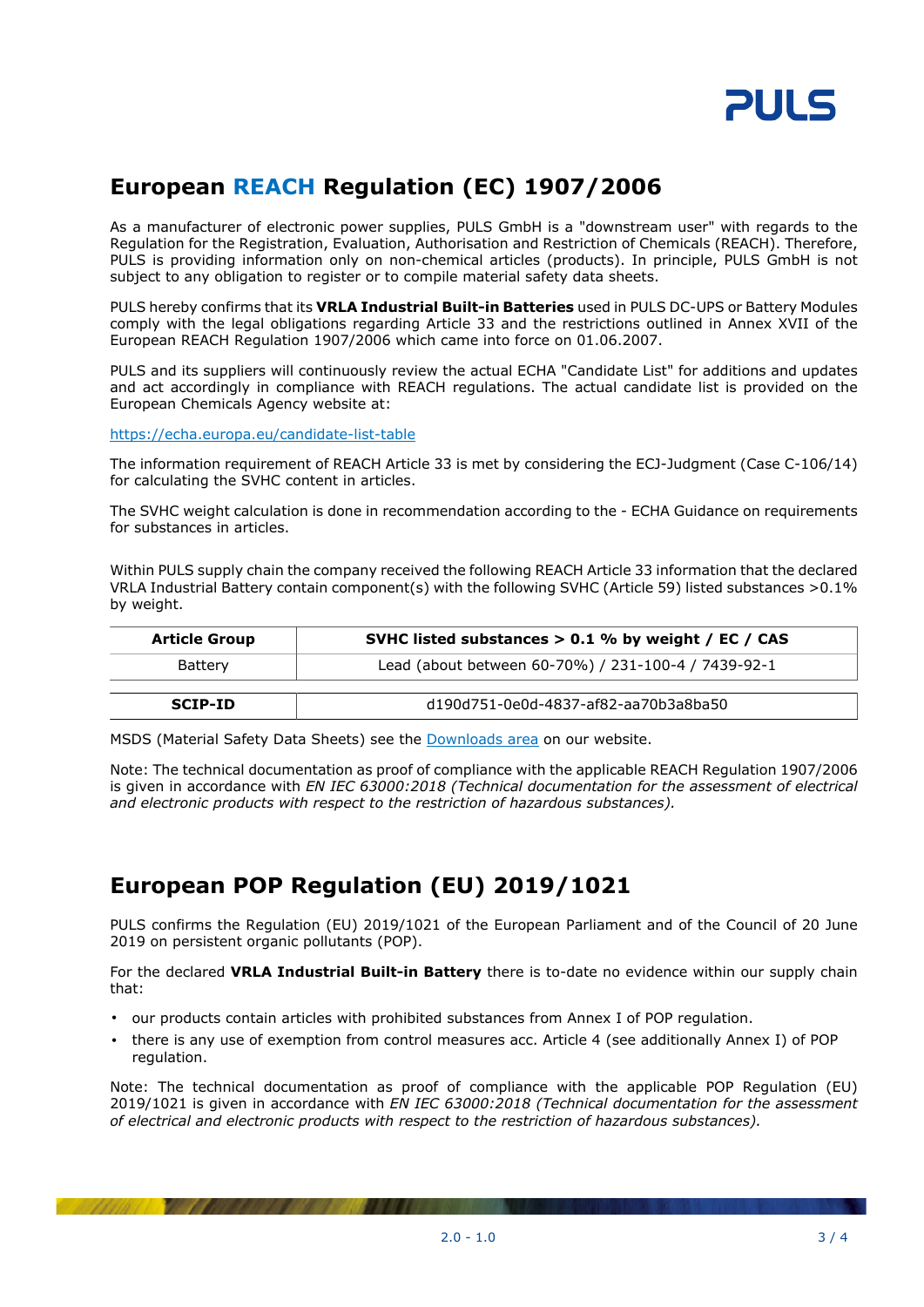# European REACH Regulation (EC) 1907/2006

As a manufacturer of electronic power supplies, PULS GmbH is a "downstream user" with regards to the Regulation for the Registration, Evaluation, Authorisation and Restriction of Chemicals (REACH). Therefore, PULS is providing information only on non-chemical articles (products). In principle, PULS GmbH is not subject to any obligation to register or to compile material safety data sheets.

PULS hereby confirms that its **VRLA Industrial Built-in Batteries** used in PULS DC-UPS or Battery Modules comply with the legal obligations regarding Article 33 and the restrictions outlined in Annex XVII of the European REACH Regulation 1907/2006 which came into force on 01.06.2007.

PULS and its suppliers will continuously review the actual ECHA "Candidate List" for additions and updates and act accordingly in compliance with REACH regulations. The actual candidate list is provided on the European Chemicals Agency website at:

https://echa.europa.eu/candidate-list-table

The information requirement of REACH Article 33 is met by considering the ECJ-Judgment (Case C-106/14) for calculating the SVHC content in articles.

The SVHC weight calculation is done in recommendation according to the - ECHA Guidance on requirements for substances in articles.

Within PULS supply chain the company received the following REACH Article 33 information that the declared VRLA Industrial Battery contain component(s) with the following SVHC (Article 59) listed substances >0.1% by weight.

| Article Group | SVHC listed substances > 0.1 % by weight / EC / CAS |
|---|---|
| Battery | Lead (about between 60-70%) / 231-100-4 / 7439-92-1 |
| **SCIP-ID** | d190d751-0e0d-4837-af82-aa70b3a8ba50 |

MSDS (Material Safety Data Sheets) see the Downloads area on our website.

Note: The technical documentation as proof of compliance with the applicable REACH Regulation 1907/2006 is given in accordance with *EN IEC 63000:2018 (Technical documentation for the assessment of electrical and electronic products with respect to the restriction of hazardous substances).*

# European POP Regulation (EU) 2019/1021

PULS confirms the Regulation (EU) 2019/1021 of the European Parliament and of the Council of 20 June 2019 on persistent organic pollutants (POP).

For the declared **VRLA Industrial Built-in Battery** there is to-date no evidence within our supply chain that:

- our products contain articles with prohibited substances from Annex I of POP regulation.
- there is any use of exemption from control measures acc. Article 4 (see additionally Annex I) of POP regulation.

Note: The technical documentation as proof of compliance with the applicable POP Regulation (EU) 2019/1021 is given in accordance with *EN IEC 63000:2018 (Technical documentation for the assessment of electrical and electronic products with respect to the restriction of hazardous substances).*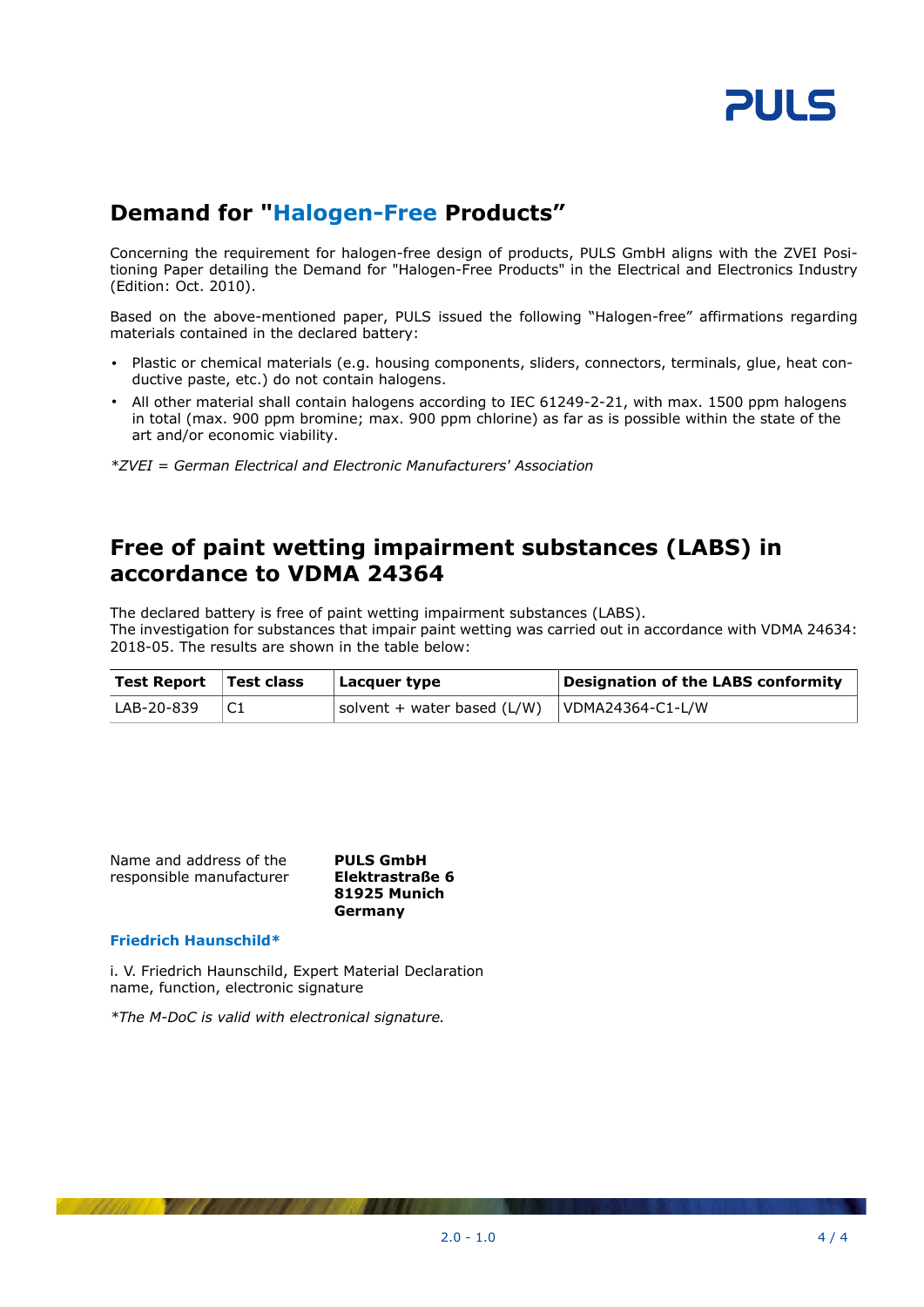## Demand for "Halogen-Free Products”

Concerning the requirement for halogen-free design of products, PULS GmbH aligns with the ZVEI Positioning Paper detailing the Demand for "Halogen-Free Products" in the Electrical and Electronics Industry (Edition: Oct. 2010).

Based on the above-mentioned paper, PULS issued the following “Halogen-free” affirmations regarding materials contained in the declared battery:

- Plastic or chemical materials (e.g. housing components, sliders, connectors, terminals, glue, heat conductive paste, etc.) do not contain halogens.
- All other material shall contain halogens according to IEC 61249-2-21, with max. 1500 ppm halogens in total (max. 900 ppm bromine; max. 900 ppm chlorine) as far as is possible within the state of the art and/or economic viability.

*\*ZVEI = German Electrical and Electronic Manufacturers' Association*

## Free of paint wetting impairment substances (LABS) in accordance to VDMA 24364

The declared battery is free of paint wetting impairment substances (LABS).
The investigation for substances that impair paint wetting was carried out in accordance with VDMA 24634: 2018-05. The results are shown in the table below:

| Test Report | Test class | Lacquer type | Designation of the LABS conformity |
|---|---|---|---|
| LAB-20-839 | C1 | solvent + water based (L/W) | VDMA24364-C1-L/W |

Name and address of the responsible manufacturer

**PULS GmbH**
**Elektrastraße 6**
**81925 Munich**
**Germany**

**Friedrich Haunschild***

i. V. Friedrich Haunschild, Expert Material Declaration
name, function, electronic signature

*\*The M-DoC is valid with electronical signature.*

2.0 - 1.0